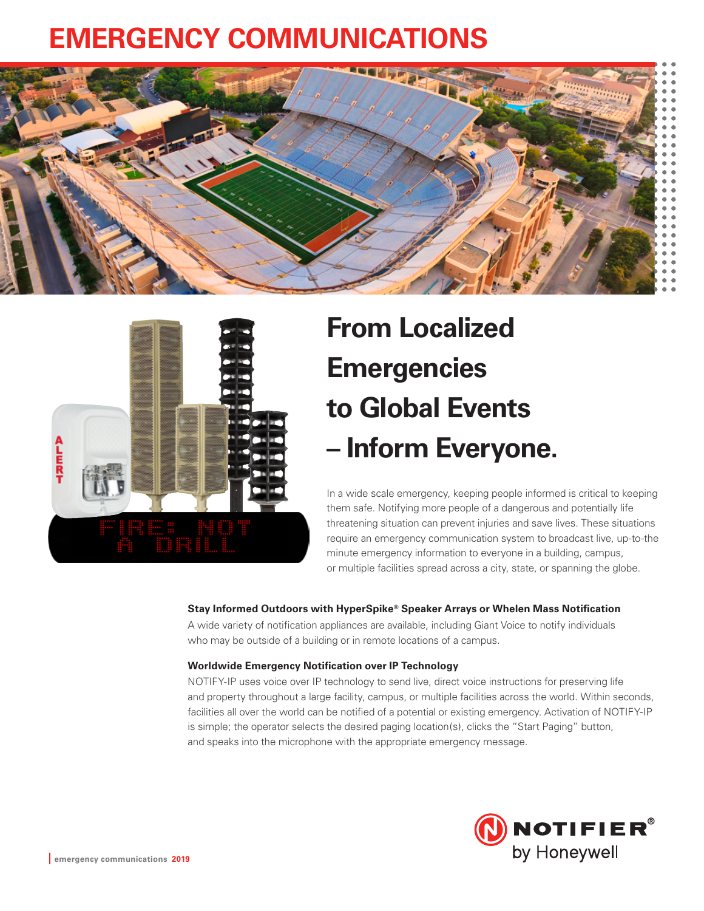# EMERGENCY COMMUNICATIONS

## From Localized Emergencies to Global Events – Inform Everyone.

In a wide scale emergency, keeping people informed is critical to keeping them safe. Notifying more people of a dangerous and potentially life threatening situation can prevent injuries and save lives. These situations require an emergency communication system to broadcast live, up-to-the minute emergency information to everyone in a building, campus, or multiple facilities spread across a city, state, or spanning the globe.

### Stay Informed Outdoors with HyperSpike® Speaker Arrays or Whelen Mass Notification

A wide variety of notification appliances are available, including Giant Voice to notify individuals who may be outside of a building or in remote locations of a campus.

### Worldwide Emergency Notification over IP Technology

NOTIFY-IP uses voice over IP technology to send live, direct voice instructions for preserving life and property throughout a large facility, campus, or multiple facilities across the world. Within seconds, facilities all over the world can be notified of a potential or existing emergency. Activation of NOTIFY-IP is simple; the operator selects the desired paging location(s), clicks the "Start Paging" button, and speaks into the microphone with the appropriate emergency message.

NOTIFIER® by Honeywell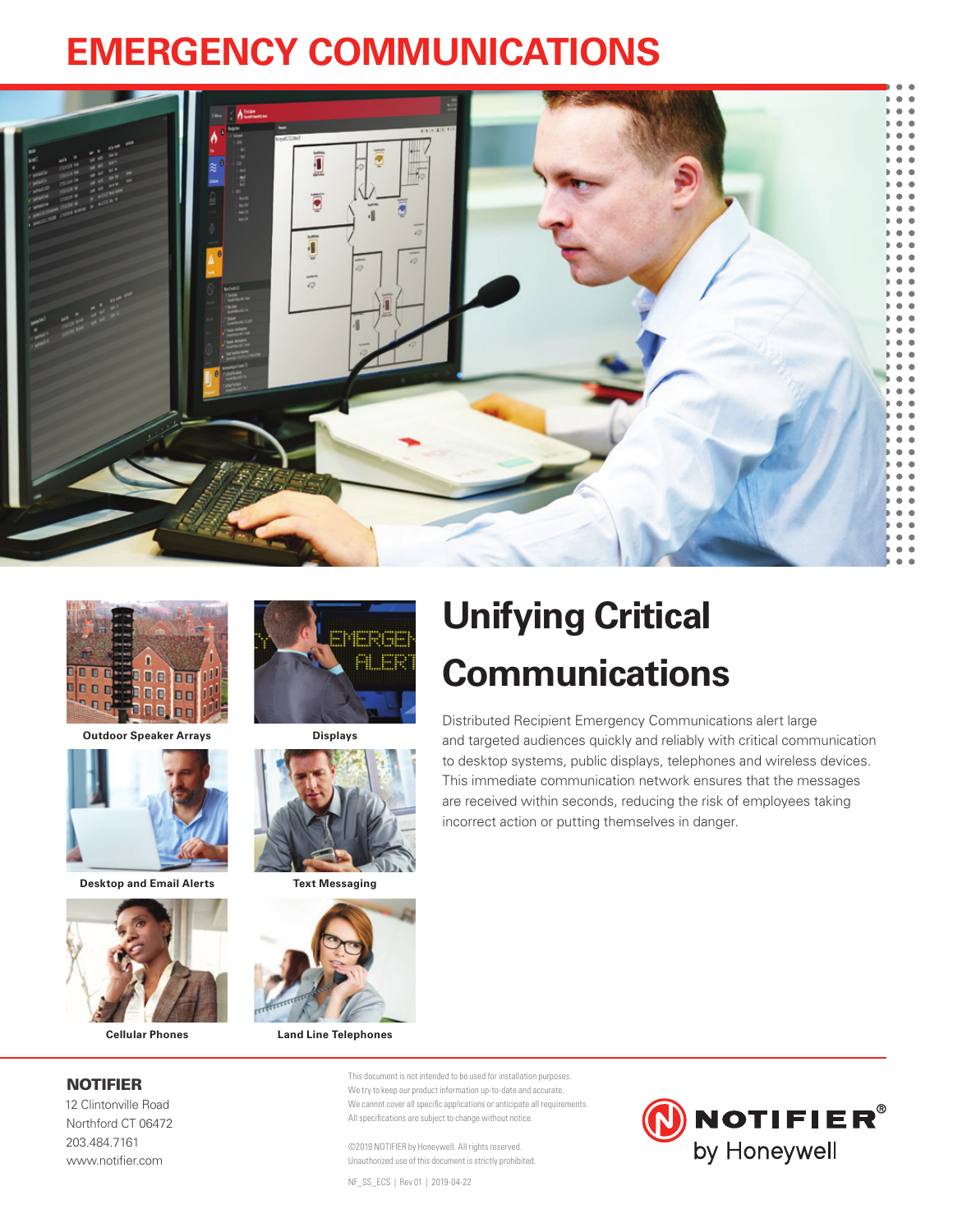# EMERGENCY COMMUNICATIONS

Outdoor Speaker Arrays

Displays

Desktop and Email Alerts

Text Messaging

Cellular Phones

Land Line Telephones

## Unifying Critical Communications

Distributed Recipient Emergency Communications alert large and targeted audiences quickly and reliably with critical communication to desktop systems, public displays, telephones and wireless devices. This immediate communication network ensures that the messages are received within seconds, reducing the risk of employees taking incorrect action or putting themselves in danger.

**NOTIFIER**
12 Clintonville Road
Northford CT 06472
203.484.7161
www.notifier.com

This document is not intended to be used for installation purposes.
We try to keep our product information up-to-date and accurate.
We cannot cover all specific applications or anticipate all requirements.
All specifications are subject to change without notice.

©2019 NOTIFIER by Honeywell. All rights reserved.
Unauthorized use of this document is strictly prohibited.

NF_SS_ECS | Rev 01 | 2019-04-22

NOTIFIER® by Honeywell